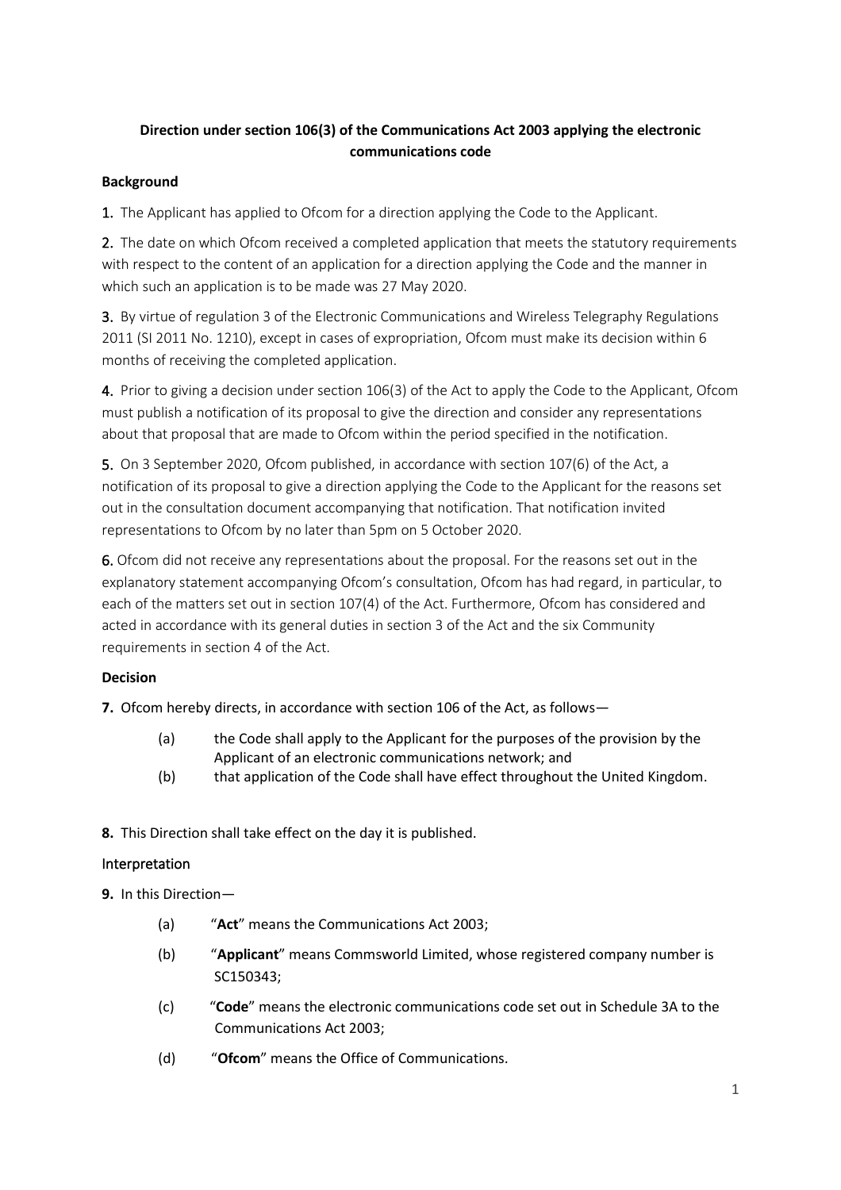**Direction under section 106(3) of the Communications Act 2003 applying the electronic communications code**

**Background**

1. The Applicant has applied to Ofcom for a direction applying the Code to the Applicant.

2. The date on which Ofcom received a completed application that meets the statutory requirements with respect to the content of an application for a direction applying the Code and the manner in which such an application is to be made was 27 May 2020.

3. By virtue of regulation 3 of the Electronic Communications and Wireless Telegraphy Regulations 2011 (SI 2011 No. 1210), except in cases of expropriation, Ofcom must make its decision within 6 months of receiving the completed application.

4. Prior to giving a decision under section 106(3) of the Act to apply the Code to the Applicant, Ofcom must publish a notification of its proposal to give the direction and consider any representations about that proposal that are made to Ofcom within the period specified in the notification.

5. On 3 September 2020, Ofcom published, in accordance with section 107(6) of the Act, a notification of its proposal to give a direction applying the Code to the Applicant for the reasons set out in the consultation document accompanying that notification. That notification invited representations to Ofcom by no later than 5pm on 5 October 2020.

6. Ofcom did not receive any representations about the proposal. For the reasons set out in the explanatory statement accompanying Ofcom's consultation, Ofcom has had regard, in particular, to each of the matters set out in section 107(4) of the Act. Furthermore, Ofcom has considered and acted in accordance with its general duties in section 3 of the Act and the six Community requirements in section 4 of the Act.

**Decision**

**7.** Ofcom hereby directs, in accordance with section 106 of the Act, as follows—

(a) the Code shall apply to the Applicant for the purposes of the provision by the Applicant of an electronic communications network; and

(b) that application of the Code shall have effect throughout the United Kingdom.

**8.** This Direction shall take effect on the day it is published.

**Interpretation**

**9.** In this Direction—

(a) "**Act**" means the Communications Act 2003;

(b) "**Applicant**" means Commsworld Limited, whose registered company number is SC150343;

(c) "**Code**" means the electronic communications code set out in Schedule 3A to the Communications Act 2003;

(d) "**Ofcom**" means the Office of Communications.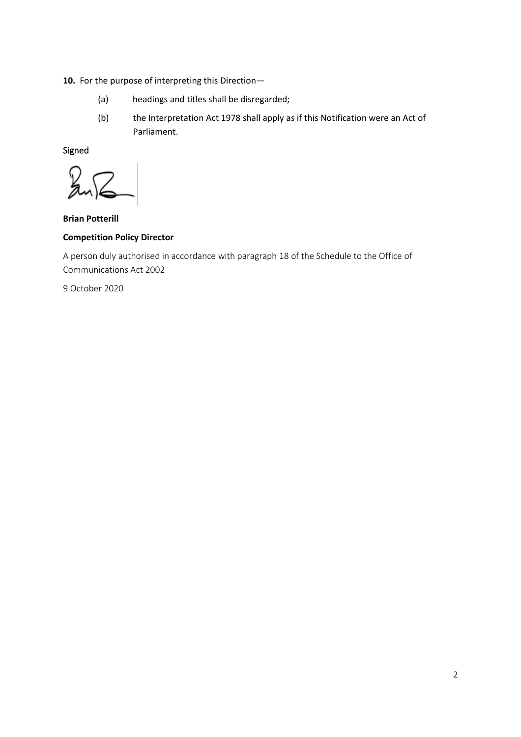**10.** For the purpose of interpreting this Direction—

(a) headings and titles shall be disregarded;

(b) the Interpretation Act 1978 shall apply as if this Notification were an Act of Parliament.

Signed

**Brian Potterill**

**Competition Policy Director**

A person duly authorised in accordance with paragraph 18 of the Schedule to the Office of Communications Act 2002

9 October 2020